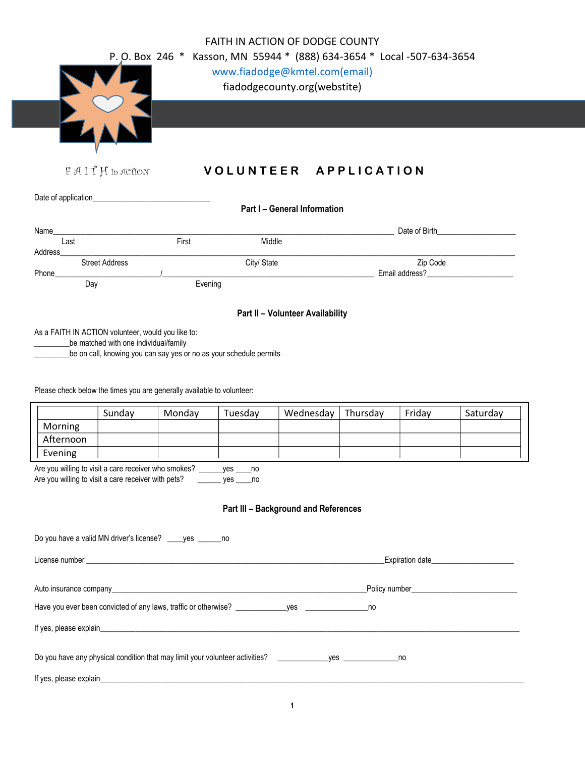FAITH IN ACTION OF DODGE COUNTY

P. O. Box 246 * Kasson, MN 55944 * (888) 634-3654 * Local -507-634-3654

www.fiadodge@kmtel.com(email)

fiadodgecounty.org(webstite)

FAITH In ACTION

# VOLUNTEER APPLICATION

Date of application______________________________

## Part I – General Information

Name_______________________________________________________________________ Date of Birth___________________

Last First Middle

Address____________________________________________________________________________________________________

Street Address City/ State Zip Code

Phone_________________________/___________________________________________ Email address?_____________________

Day Evening

## Part II – Volunteer Availability

As a FAITH IN ACTION volunteer, would you like to:

_________be matched with one individual/family

_________be on call, knowing you can say yes or no as your schedule permits

Please check below the times you are generally available to volunteer:

| | Sunday | Monday | Tuesday | Wednesday | Thursday | Friday | Saturday |
|---|---|---|---|---|---|---|---|
| Morning | | | | | | | |
| Afternoon | | | | | | | |
| Evening | | | | | | | |

Are you willing to visit a care receiver who smokes? ______yes ____no

Are you willing to visit a care receiver with pets? ______ yes ____no

## Part III – Background and References

Do you have a valid MN driver's license? ____yes ______no

License number ___________________________________________________________________Expiration date____________________

Auto insurance company___________________________________________________________Policy number__________________________

Have you ever been convicted of any laws, traffic or otherwise? ____________yes _______________no

If yes, please explain________________________________________________________________________________________

Do you have any physical condition that may limit your volunteer activities? ____________yes _____________no

If yes, please explain________________________________________________________________________________________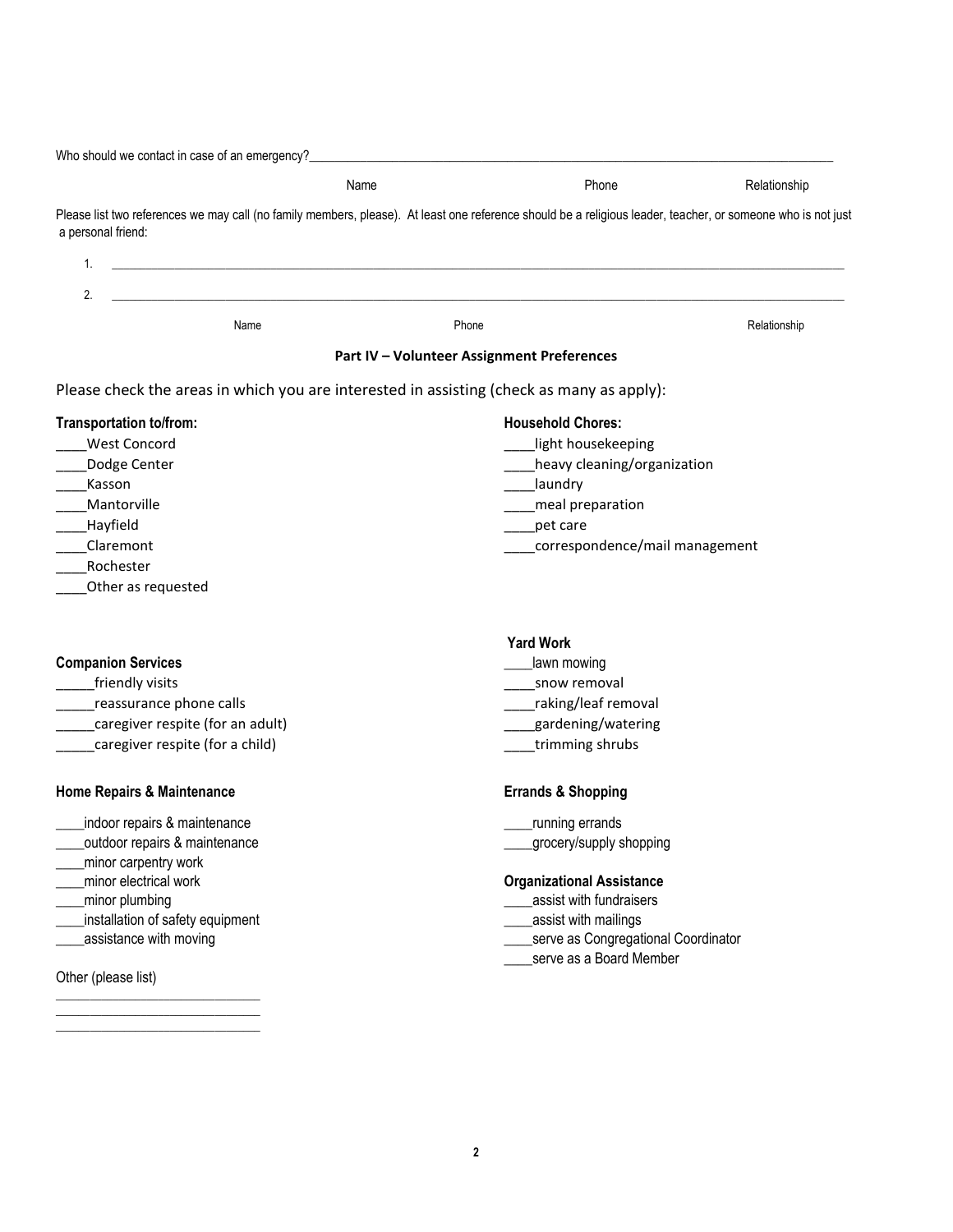Who should we contact in case of an emergency?_______________________________________________________________________________________

Name Phone Relationship

Please list two references we may call (no family members, please). At least one reference should be a religious leader, teacher, or someone who is not just a personal friend:

1. ______________________________________________________________________________________________________

2. ______________________________________________________________________________________________________

Name Phone Relationship

**Part IV – Volunteer Assignment Preferences**

Please check the areas in which you are interested in assisting (check as many as apply):

**Transportation to/from:**

____West Concord
____Dodge Center
____Kasson
____Mantorville
____Hayfield
____Claremont
____Rochester
____Other as requested

**Household Chores:**

____light housekeeping
____heavy cleaning/organization
____laundry
____meal preparation
____pet care
____correspondence/mail management

**Companion Services**

_____friendly visits
_____reassurance phone calls
_____caregiver respite (for an adult)
_____caregiver respite (for a child)

**Yard Work**

____lawn mowing
____snow removal
____raking/leaf removal
____gardening/watering
____trimming shrubs

**Home Repairs & Maintenance**

____indoor repairs & maintenance
____outdoor repairs & maintenance
____minor carpentry work
____minor electrical work
____minor plumbing
____installation of safety equipment
____assistance with moving

**Errands & Shopping**

____running errands
____grocery/supply shopping

**Organizational Assistance**

____assist with fundraisers
____assist with mailings
____serve as Congregational Coordinator
____serve as a Board Member

Other (please list)

____________________________
____________________________
____________________________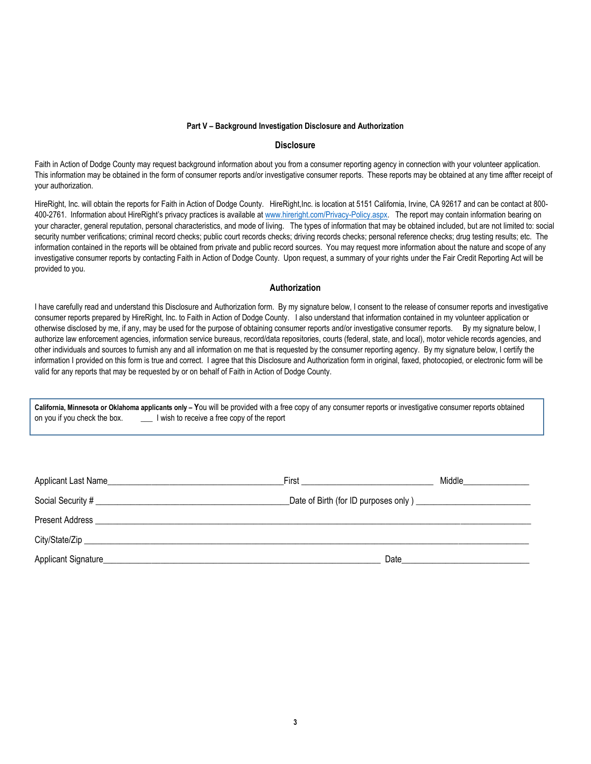**Part V – Background Investigation Disclosure and Authorization**

## Disclosure

Faith in Action of Dodge County may request background information about you from a consumer reporting agency in connection with your volunteer application. This information may be obtained in the form of consumer reports and/or investigative consumer reports. These reports may be obtained at any time affter receipt of your authorization.

HireRight, Inc. will obtain the reports for Faith in Action of Dodge County. HireRight,Inc. is location at 5151 California, Irvine, CA 92617 and can be contact at 800-400-2761. Information about HireRight's privacy practices is available at www.hireright.com/Privacy-Policy.aspx. The report may contain information bearing on your character, general reputation, personal characteristics, and mode of living. The types of information that may be obtained included, but are not limited to: social security number verifications; criminal record checks; public court records checks; driving records checks; personal reference checks; drug testing results; etc. The information contained in the reports will be obtained from private and public record sources. You may request more information about the nature and scope of any investigative consumer reports by contacting Faith in Action of Dodge County. Upon request, a summary of your rights under the Fair Credit Reporting Act will be provided to you.

## Authorization

I have carefully read and understand this Disclosure and Authorization form. By my signature below, I consent to the release of consumer reports and investigative consumer reports prepared by HireRight, Inc. to Faith in Action of Dodge County. I also understand that information contained in my volunteer application or otherwise disclosed by me, if any, may be used for the purpose of obtaining consumer reports and/or investigative consumer reports. By my signature below, I authorize law enforcement agencies, information service bureaus, record/data repositories, courts (federal, state, and local), motor vehicle records agencies, and other individuals and sources to furnish any and all information on me that is requested by the consumer reporting agency. By my signature below, I certify the information I provided on this form is true and correct. I agree that this Disclosure and Authorization form in original, faxed, photocopied, or electronic form will be valid for any reports that may be requested by or on behalf of Faith in Action of Dodge County.

**California, Minnesota or Oklahoma applicants only – Y**ou will be provided with a free copy of any consumer reports or investigative consumer reports obtained on you if you check the box. ___ I wish to receive a free copy of the report

Applicant Last Name_______________________________________First _____________________________ Middle_______________

Social Security # ____________________________________________Date of Birth (for ID purposes only ) __________________________

Present Address ______________________________________________________________________________________________

City/State/Zip _________________________________________________________________________________________________

Applicant Signature_______________________________________________________________ Date____________________________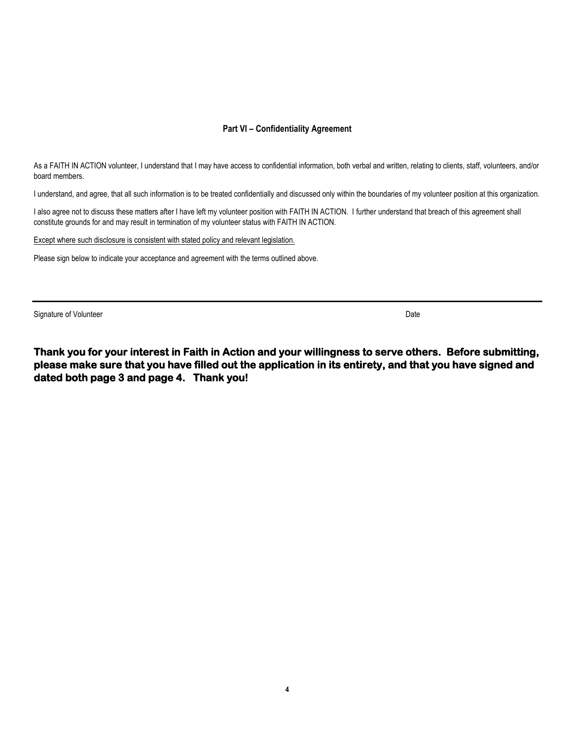## Part VI – Confidentiality Agreement

As a FAITH IN ACTION volunteer, I understand that I may have access to confidential information, both verbal and written, relating to clients, staff, volunteers, and/or board members.

I understand, and agree, that all such information is to be treated confidentially and discussed only within the boundaries of my volunteer position at this organization.

I also agree not to discuss these matters after I have left my volunteer position with FAITH IN ACTION. I further understand that breach of this agreement shall constitute grounds for and may result in termination of my volunteer status with FAITH IN ACTION.

<u>Except where such disclosure is consistent with stated policy and relevant legislation.</u>

Please sign below to indicate your acceptance and agreement with the terms outlined above.

---

Signature of Volunteer                                                                                     Date

**Thank you for your interest in Faith in Action and your willingness to serve others. Before submitting, please make sure that you have filled out the application in its entirety, and that you have signed and dated both page 3 and page 4. Thank you!**